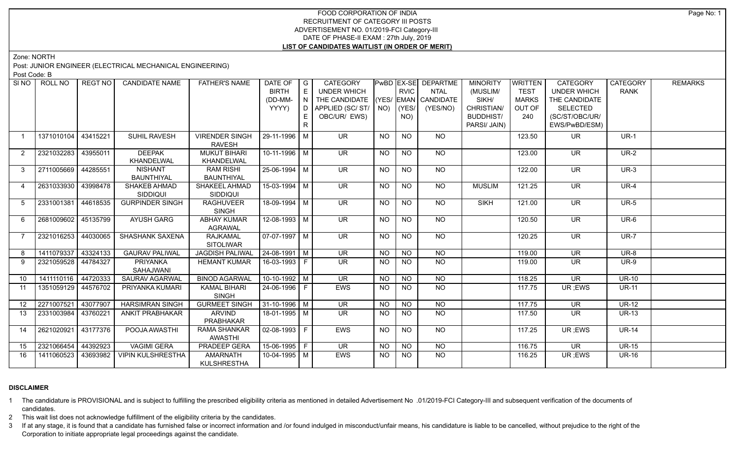# FOOD CORPORATION OF INDIA
## RECRUITMENT OF CATEGORY III POSTS
## ADVERTISEMENT NO. 01/2019-FCI Category-III
## DATE OF PHASE-II EXAM : 27th July, 2019
## LIST OF CANDIDATES WAITLIST (IN ORDER OF MERIT)

Zone: NORTH

Post: JUNIOR ENGINEER (ELECTRICAL MECHANICAL ENGINEERING)

Post Code: B

| SI NO | ROLL NO | REGT NO | CANDIDATE NAME | FATHER'S NAME | DATE OF BIRTH (DD-MM-YYYY) | GENDER | CATEGORY UNDER WHICH THE CANDIDATE APPLIED (SC/ ST/ OBC/UR/ EWS) | PwBD (YES/ NO) | EX-SERVICEMAN (YES/ NO) | DEPARTMENTAL CANDIDATE (YES/NO) | MINORITY (MUSLIM/ SIKH/ CHRISTIAN/ BUDDHIST/ PARSI/ JAIN) | WRITTEN TEST MARKS OUT OF 240 | CATEGORY UNDER WHICH THE CANDIDATE SELECTED (SC/ST/OBC/UR/ EWS/PwBD/ESM) | CATEGORY RANK | REMARKS |
|---|---|---|---|---|---|---|---|---|---|---|---|---|---|---|---|
| 1 | 1371010104 | 43415221 | SUHIL RAVESH | VIRENDER SINGH RAVESH | 29-11-1996 | M | UR | NO | NO | NO | | 123.50 | UR | UR-1 | |
| 2 | 2321032283 | 43955011 | DEEPAK KHANDELWAL | MUKUT BIHARI KHANDELWAL | 10-11-1996 | M | UR | NO | NO | NO | | 123.00 | UR | UR-2 | |
| 3 | 2711005669 | 44285551 | NISHANT BAUNTHIYAL | RAM RISHI BAUNTHIYAL | 25-06-1994 | M | UR | NO | NO | NO | | 122.00 | UR | UR-3 | |
| 4 | 2631033930 | 43998478 | SHAKEB AHMAD SIDDIQUI | SHAKEEL AHMAD SIDDIQUI | 15-03-1994 | M | UR | NO | NO | NO | MUSLIM | 121.25 | UR | UR-4 | |
| 5 | 2331001381 | 44618535 | GURPINDER SINGH | RAGHUVEER SINGH | 18-09-1994 | M | UR | NO | NO | NO | SIKH | 121.00 | UR | UR-5 | |
| 6 | 2681009602 | 45135799 | AYUSH GARG | ABHAY KUMAR AGRAWAL | 12-08-1993 | M | UR | NO | NO | NO | | 120.50 | UR | UR-6 | |
| 7 | 2321016253 | 44030065 | SHASHANK SAXENA | RAJKAMAL SITOLIWAR | 07-07-1997 | M | UR | NO | NO | NO | | 120.25 | UR | UR-7 | |
| 8 | 1411079337 | 43324133 | GAURAV PALIWAL | JAGDISH PALIWAL | 24-08-1991 | M | UR | NO | NO | NO | | 119.00 | UR | UR-8 | |
| 9 | 2321059528 | 44784327 | PRIYANKA SAHAJWANI | HEMANT KUMAR | 16-03-1993 | F | UR | NO | NO | NO | | 119.00 | UR | UR-9 | |
| 10 | 1411110116 | 44720333 | SAURAV AGARWAL | BINOD AGARWAL | 10-10-1992 | M | UR | NO | NO | NO | | 118.25 | UR | UR-10 | |
| 11 | 1351059129 | 44576702 | PRIYANKA KUMARI | KAMAL BIHARI SINGH | 24-06-1996 | F | EWS | NO | NO | NO | | 117.75 | UR ;EWS | UR-11 | |
| 12 | 2271007521 | 43077907 | HARSIMRAN SINGH | GURMEET SINGH | 31-10-1996 | M | UR | NO | NO | NO | | 117.75 | UR | UR-12 | |
| 13 | 2331003984 | 43760221 | ANKIT PRABHAKAR | ARVIND PRABHAKAR | 18-01-1995 | M | UR | NO | NO | NO | | 117.50 | UR | UR-13 | |
| 14 | 2621020921 | 43177376 | POOJA AWASTHI | RAMA SHANKAR AWASTHI | 02-08-1993 | F | EWS | NO | NO | NO | | 117.25 | UR ;EWS | UR-14 | |
| 15 | 2321066454 | 44392923 | VAGIMI GERA | PRADEEP GERA | 15-06-1995 | F | UR | NO | NO | NO | | 116.75 | UR | UR-15 | |
| 16 | 1411060523 | 43693982 | VIPIN KULSHRESTHA | AMARNATH KULSHRESTHA | 10-04-1995 | M | EWS | NO | NO | NO | | 116.25 | UR ;EWS | UR-16 | |

### DISCLAIMER

1 The candidature is PROVISIONAL and is subject to fulfilling the prescribed eligibility criteria as mentioned in detailed Advertisement No .01/2019-FCI Category-III and subsequent verification of the documents of candidates.

2 This wait list does not acknowledge fulfillment of the eligibility criteria by the candidates.

3 If at any stage, it is found that a candidate has furnished false or incorrect information and /or found indulged in misconduct/unfair means, his candidature is liable to be cancelled, without prejudice to the right of the Corporation to initiate appropriate legal proceedings against the candidate.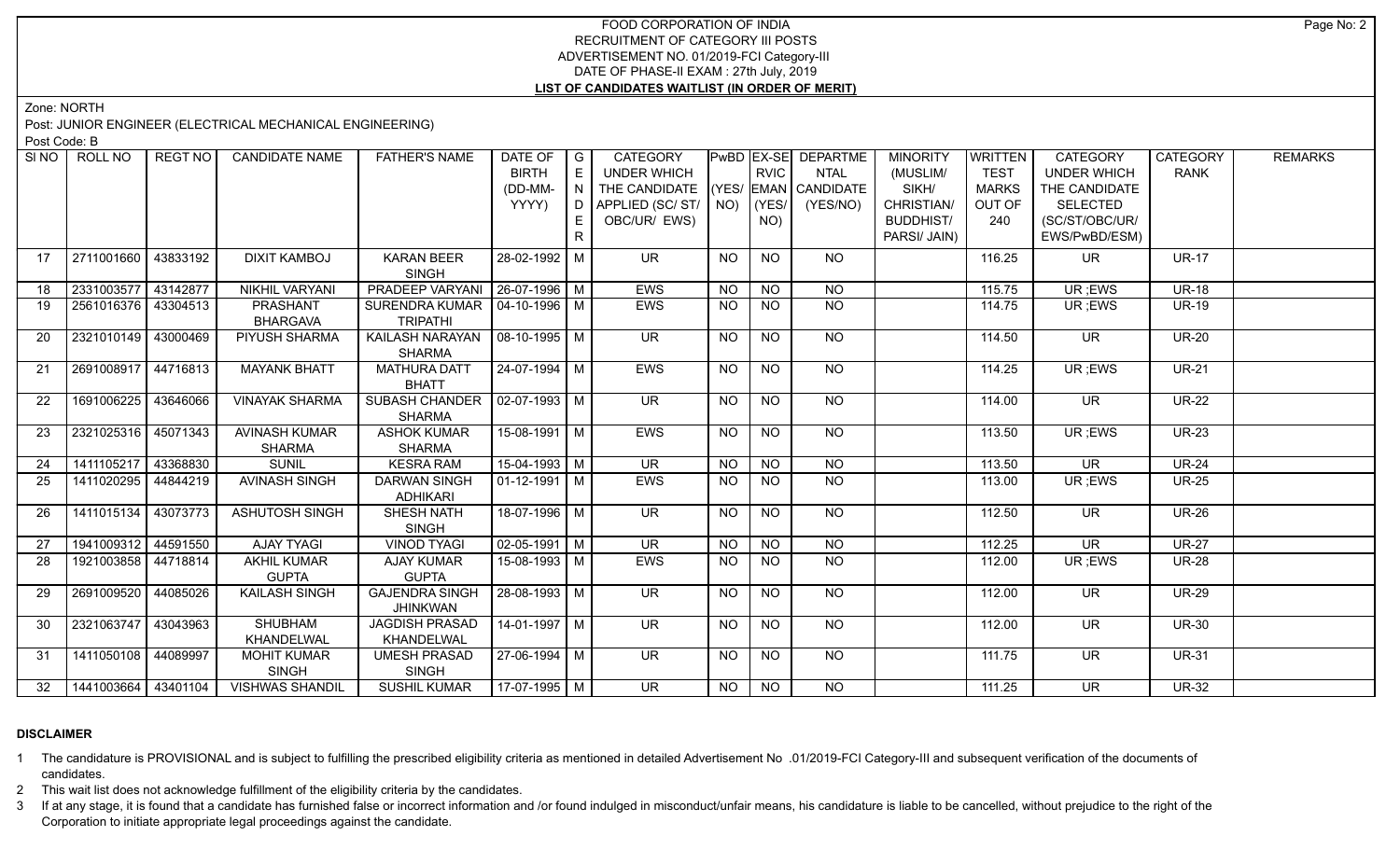FOOD CORPORATION OF INDIA
RECRUITMENT OF CATEGORY III POSTS
ADVERTISEMENT NO. 01/2019-FCI Category-III
DATE OF PHASE-II EXAM : 27th July, 2019
**LIST OF CANDIDATES WAITLIST (IN ORDER OF MERIT)**

Zone: NORTH

Post: JUNIOR ENGINEER (ELECTRICAL MECHANICAL ENGINEERING)

Post Code: B

| SI NO | ROLL NO | REGT NO | CANDIDATE NAME | FATHER'S NAME | DATE OF BIRTH (DD-MM-YYYY) | GENDER | CATEGORY UNDER WHICH THE CANDIDATE APPLIED (SC/ ST/ OBC/UR/ EWS) | PwBD (YES/ NO) | EX-SERVICEMAN (YES/ NO) | DEPARTMENTAL CANDIDATE (YES/NO) | MINORITY (MUSLIM/ SIKH/ CHRISTIAN/ BUDDHIST/ PARSI/ JAIN) | WRITTEN TEST MARKS OUT OF 240 | CATEGORY UNDER WHICH THE CANDIDATE SELECTED (SC/ST/OBC/UR/ EWS/PwBD/ESM) | CATEGORY RANK | REMARKS |
|---|---|---|---|---|---|---|---|---|---|---|---|---|---|---|---|
| 17 | 2711001660 | 43833192 | DIXIT KAMBOJ | KARAN BEER SINGH | 28-02-1992 | M | UR | NO | NO | NO | | 116.25 | UR | UR-17 | |
| 18 | 2331003577 | 43142877 | NIKHIL VARYANI | PRADEEP VARYANI | 26-07-1996 | M | EWS | NO | NO | NO | | 115.75 | UR ;EWS | UR-18 | |
| 19 | 2561016376 | 43304513 | PRASHANT BHARGAVA | SURENDRA KUMAR TRIPATHI | 04-10-1996 | M | EWS | NO | NO | NO | | 114.75 | UR ;EWS | UR-19 | |
| 20 | 2321010149 | 43000469 | PIYUSH SHARMA | KAILASH NARAYAN SHARMA | 08-10-1995 | M | UR | NO | NO | NO | | 114.50 | UR | UR-20 | |
| 21 | 2691008917 | 44716813 | MAYANK BHATT | MATHURA DATT BHATT | 24-07-1994 | M | EWS | NO | NO | NO | | 114.25 | UR ;EWS | UR-21 | |
| 22 | 1691006225 | 43646066 | VINAYAK SHARMA | SUBASH CHANDER SHARMA | 02-07-1993 | M | UR | NO | NO | NO | | 114.00 | UR | UR-22 | |
| 23 | 2321025316 | 45071343 | AVINASH KUMAR SHARMA | ASHOK KUMAR SHARMA | 15-08-1991 | M | EWS | NO | NO | NO | | 113.50 | UR ;EWS | UR-23 | |
| 24 | 1411105217 | 43368830 | SUNIL | KESRA RAM | 15-04-1993 | M | UR | NO | NO | NO | | 113.50 | UR | UR-24 | |
| 25 | 1411020295 | 44844219 | AVINASH SINGH | DARWAN SINGH ADHIKARI | 01-12-1991 | M | EWS | NO | NO | NO | | 113.00 | UR ;EWS | UR-25 | |
| 26 | 1411015134 | 43073773 | ASHUTOSH SINGH | SHESH NATH SINGH | 18-07-1996 | M | UR | NO | NO | NO | | 112.50 | UR | UR-26 | |
| 27 | 1941009312 | 44591550 | AJAY TYAGI | VINOD TYAGI | 02-05-1991 | M | UR | NO | NO | NO | | 112.25 | UR | UR-27 | |
| 28 | 1921003858 | 44718814 | AKHIL KUMAR GUPTA | AJAY KUMAR GUPTA | 15-08-1993 | M | EWS | NO | NO | NO | | 112.00 | UR ;EWS | UR-28 | |
| 29 | 2691009520 | 44085026 | KAILASH SINGH | GAJENDRA SINGH JHINKWAN | 28-08-1993 | M | UR | NO | NO | NO | | 112.00 | UR | UR-29 | |
| 30 | 2321063747 | 43043963 | SHUBHAM KHANDELWAL | JAGDISH PRASAD KHANDELWAL | 14-01-1997 | M | UR | NO | NO | NO | | 112.00 | UR | UR-30 | |
| 31 | 1411050108 | 44089997 | MOHIT KUMAR SINGH | UMESH PRASAD SINGH | 27-06-1994 | M | UR | NO | NO | NO | | 111.75 | UR | UR-31 | |
| 32 | 1441003664 | 43401104 | VISHWAS SHANDIL | SUSHIL KUMAR | 17-07-1995 | M | UR | NO | NO | NO | | 111.25 | UR | UR-32 | |

**DISCLAIMER**

1 The candidature is PROVISIONAL and is subject to fulfilling the prescribed eligibility criteria as mentioned in detailed Advertisement No .01/2019-FCI Category-III and subsequent verification of the documents of candidates.

2 This wait list does not acknowledge fulfillment of the eligibility criteria by the candidates.

3 If at any stage, it is found that a candidate has furnished false or incorrect information and /or found indulged in misconduct/unfair means, his candidature is liable to be cancelled, without prejudice to the right of the Corporation to initiate appropriate legal proceedings against the candidate.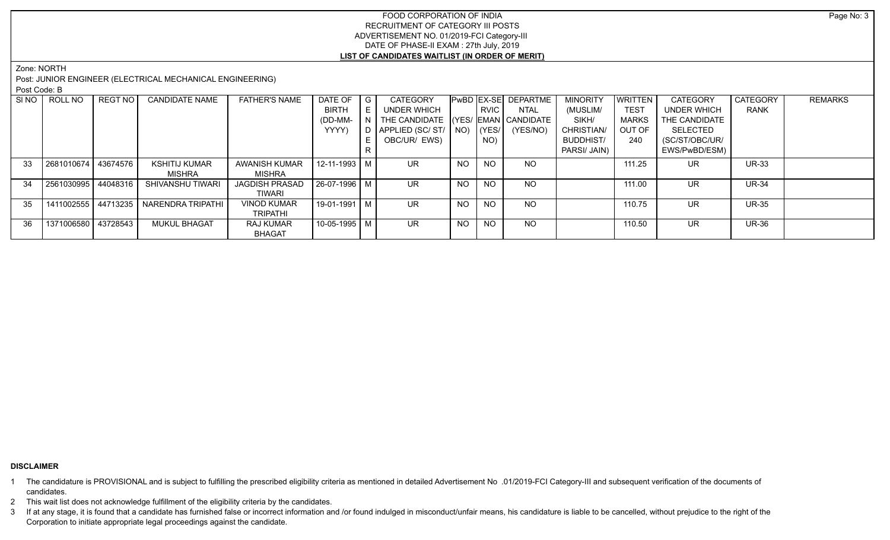FOOD CORPORATION OF INDIA
RECRUITMENT OF CATEGORY III POSTS
ADVERTISEMENT NO. 01/2019-FCI Category-III
DATE OF PHASE-II EXAM : 27th July, 2019

**LIST OF CANDIDATES WAITLIST (IN ORDER OF MERIT)**

Zone: NORTH

Post: JUNIOR ENGINEER (ELECTRICAL MECHANICAL ENGINEERING)

Post Code: B

| Sl NO | ROLL NO | REGT NO | CANDIDATE NAME | FATHER'S NAME | DATE OF BIRTH (DD-MM-YYYY) | GENDER | CATEGORY UNDER WHICH THE CANDIDATE APPLIED (SC/ ST/ OBC/UR/ EWS) | PwBD (YES/ NO) | EX-SERVICEMAN (YES/ NO) | DEPARTMENTAL CANDIDATE (YES/NO) | MINORITY (MUSLIM/ SIKH/ CHRISTIAN/ BUDDHIST/ PARSI/ JAIN) | WRITTEN TEST MARKS OUT OF 240 | CATEGORY UNDER WHICH THE CANDIDATE SELECTED (SC/ST/OBC/UR/ EWS/PwBD/ESM) | CATEGORY RANK | REMARKS |
|---|---|---|---|---|---|---|---|---|---|---|---|---|---|---|---|
| 33 | 2681010674 | 43674576 | KSHITIJ KUMAR MISHRA | AWANISH KUMAR MISHRA | 12-11-1993 | M | UR | NO | NO | NO | | 111.25 | UR | UR-33 | |
| 34 | 2561030995 | 44048316 | SHIVANSHU TIWARI | JAGDISH PRASAD TIWARI | 26-07-1996 | M | UR | NO | NO | NO | | 111.00 | UR | UR-34 | |
| 35 | 1411002555 | 44713235 | NARENDRA TRIPATHI | VINOD KUMAR TRIPATHI | 19-01-1991 | M | UR | NO | NO | NO | | 110.75 | UR | UR-35 | |
| 36 | 1371006580 | 43728543 | MUKUL BHAGAT | RAJ KUMAR BHAGAT | 10-05-1995 | M | UR | NO | NO | NO | | 110.50 | UR | UR-36 | |

**DISCLAIMER**

1 The candidature is PROVISIONAL and is subject to fulfilling the prescribed eligibility criteria as mentioned in detailed Advertisement No .01/2019-FCI Category-III and subsequent verification of the documents of candidates.

2 This wait list does not acknowledge fulfillment of the eligibility criteria by the candidates.

3 If at any stage, it is found that a candidate has furnished false or incorrect information and /or found indulged in misconduct/unfair means, his candidature is liable to be cancelled, without prejudice to the right of the Corporation to initiate appropriate legal proceedings against the candidate.